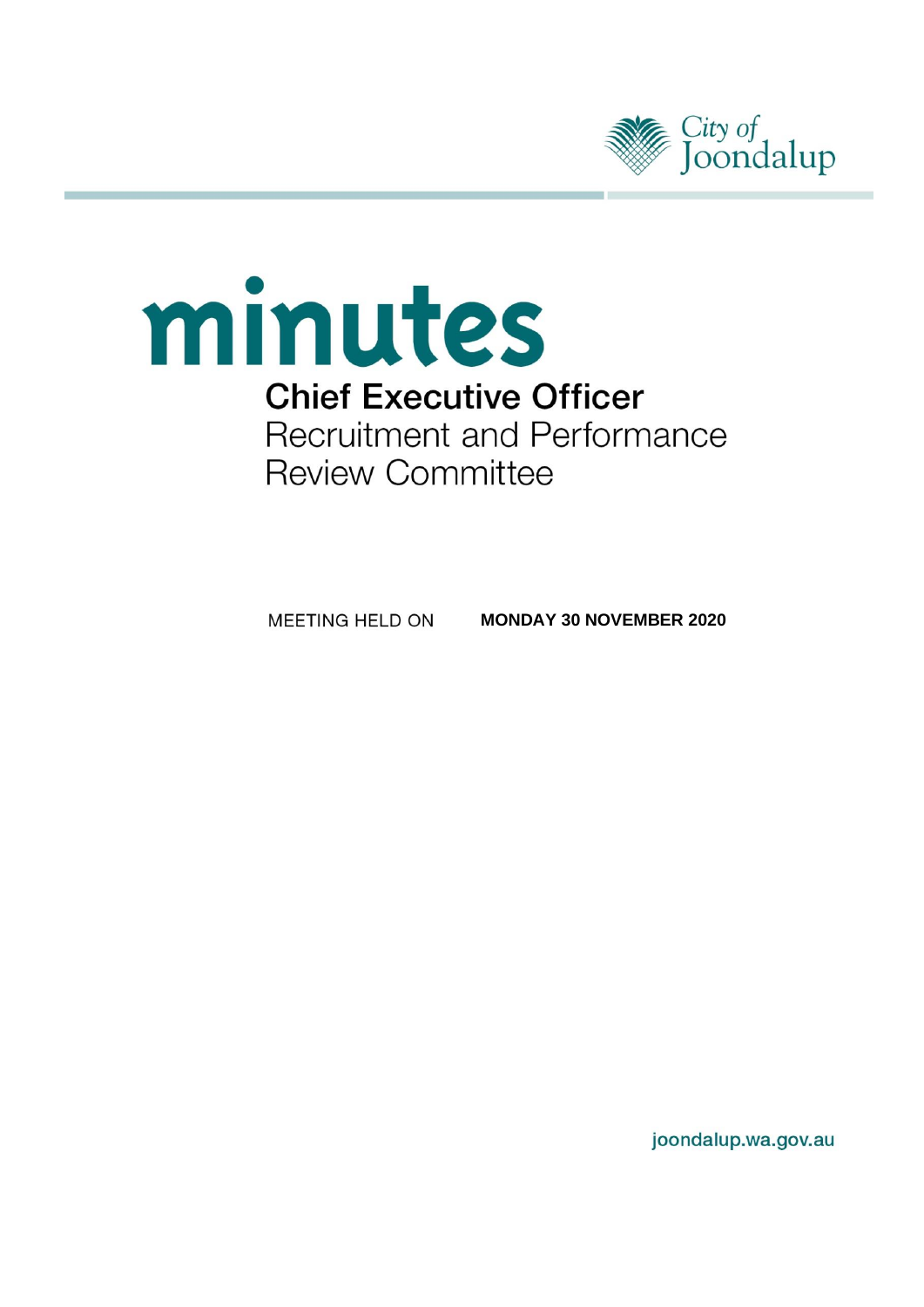City of Joondalup

# minutes

## Chief Executive Officer

Recruitment and Performance Review Committee

MEETING HELD ON **MONDAY 30 NOVEMBER 2020**

joondalup.wa.gov.au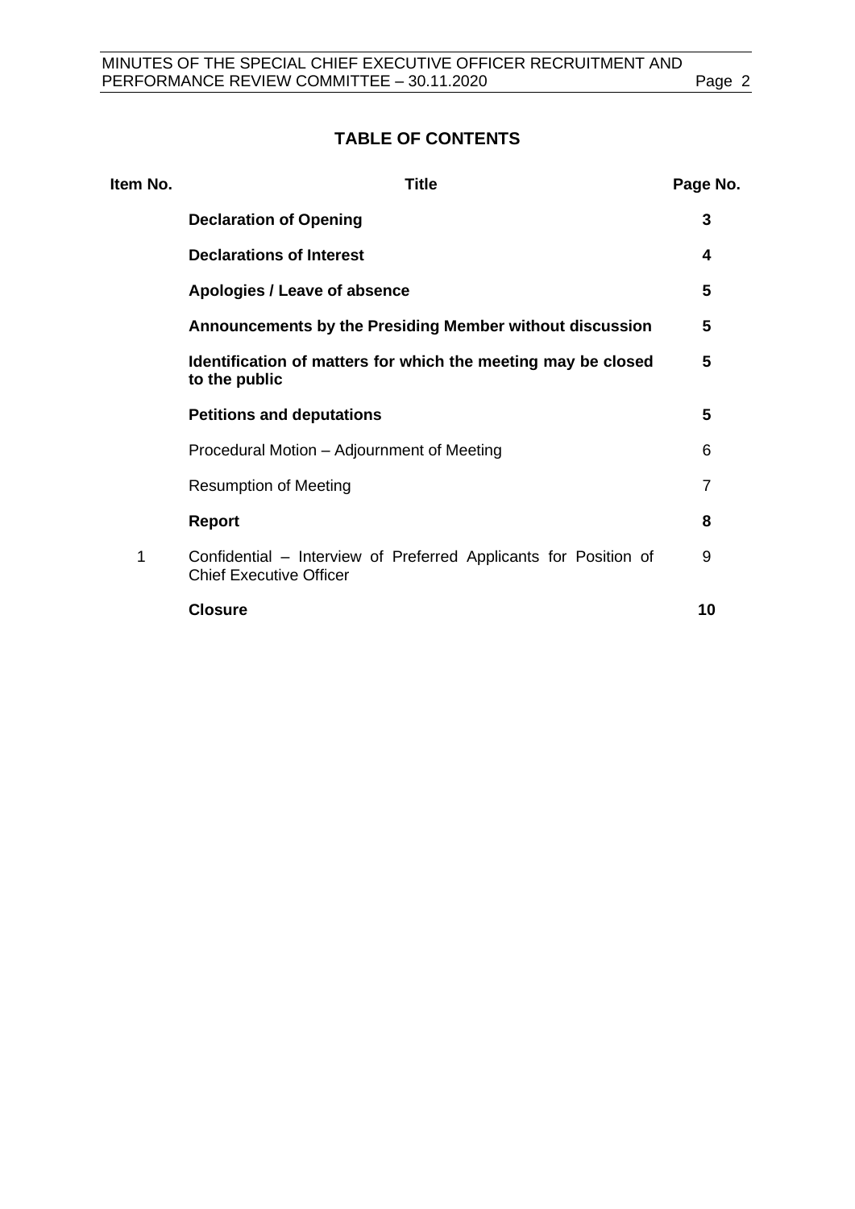## TABLE OF CONTENTS

| Item No. | Title | Page No. |
|---|---|---|
| | **Declaration of Opening** | **3** |
| | **Declarations of Interest** | **4** |
| | **Apologies / Leave of absence** | **5** |
| | **Announcements by the Presiding Member without discussion** | **5** |
| | **Identification of matters for which the meeting may be closed to the public** | **5** |
| | **Petitions and deputations** | **5** |
| | Procedural Motion – Adjournment of Meeting | 6 |
| | Resumption of Meeting | 7 |
| | **Report** | **8** |
| 1 | Confidential – Interview of Preferred Applicants for Position of Chief Executive Officer | 9 |
| | **Closure** | **10** |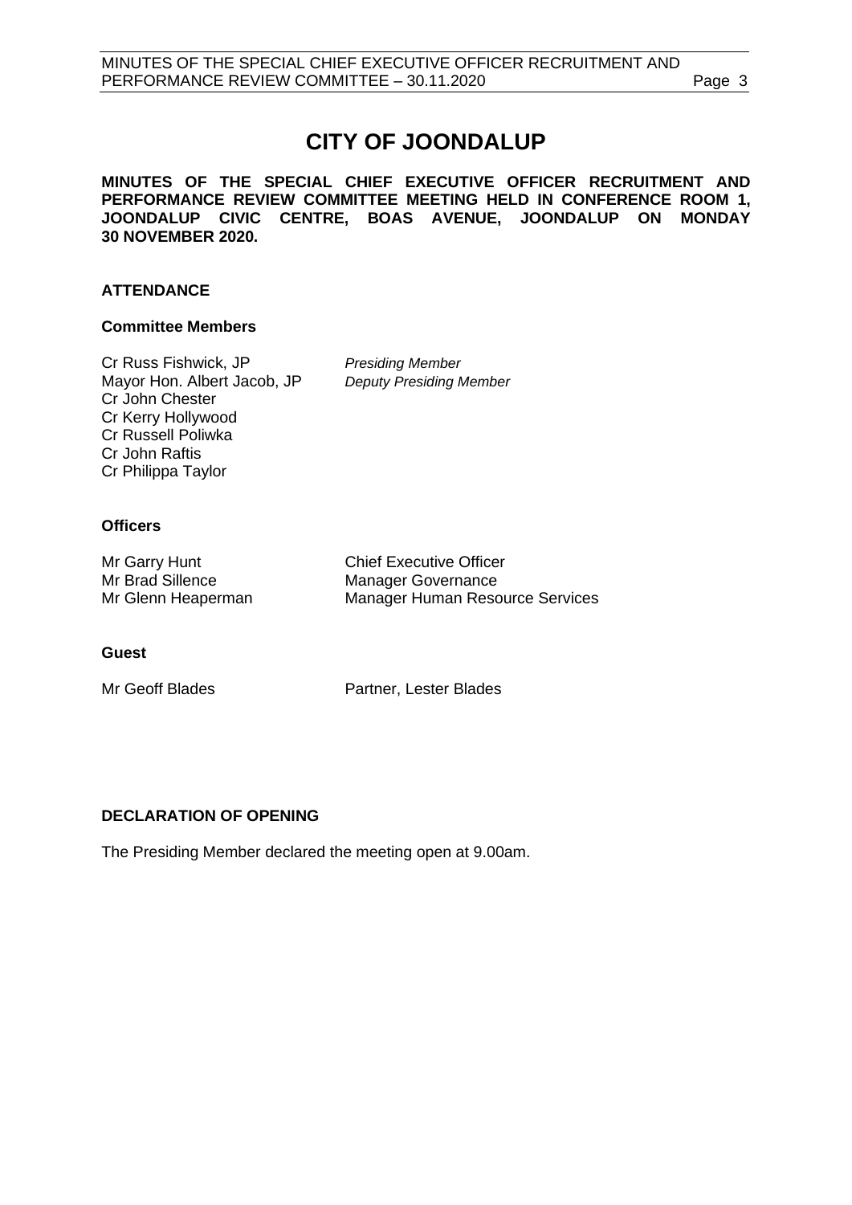# CITY OF JOONDALUP

**MINUTES OF THE SPECIAL CHIEF EXECUTIVE OFFICER RECRUITMENT AND PERFORMANCE REVIEW COMMITTEE MEETING HELD IN CONFERENCE ROOM 1, JOONDALUP CIVIC CENTRE, BOAS AVENUE, JOONDALUP ON MONDAY 30 NOVEMBER 2020.**

## ATTENDANCE

### Committee Members

| | |
|---|---|
| Cr Russ Fishwick, JP | *Presiding Member* |
| Mayor Hon. Albert Jacob, JP | *Deputy Presiding Member* |
| Cr John Chester | |
| Cr Kerry Hollywood | |
| Cr Russell Poliwka | |
| Cr John Raftis | |
| Cr Philippa Taylor | |

### Officers

| | |
|---|---|
| Mr Garry Hunt | Chief Executive Officer |
| Mr Brad Sillence | Manager Governance |
| Mr Glenn Heaperman | Manager Human Resource Services |

### Guest

| | |
|---|---|
| Mr Geoff Blades | Partner, Lester Blades |

## DECLARATION OF OPENING

The Presiding Member declared the meeting open at 9.00am.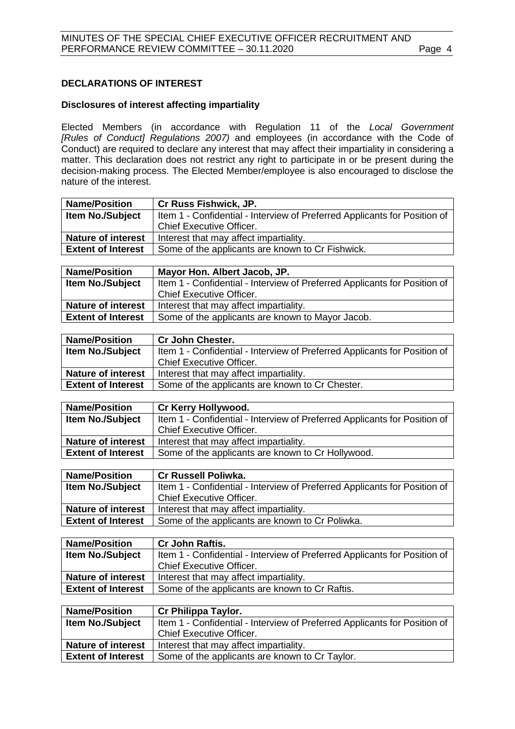## DECLARATIONS OF INTEREST

### Disclosures of interest affecting impartiality

Elected Members (in accordance with Regulation 11 of the *Local Government [Rules of Conduct] Regulations 2007)* and employees (in accordance with the Code of Conduct) are required to declare any interest that may affect their impartiality in considering a matter. This declaration does not restrict any right to participate in or be present during the decision-making process. The Elected Member/employee is also encouraged to disclose the nature of the interest.

| **Name/Position** | **Cr Russ Fishwick, JP.** |
|---|---|
| **Item No./Subject** | Item 1 - Confidential - Interview of Preferred Applicants for Position of Chief Executive Officer. |
| **Nature of interest** | Interest that may affect impartiality. |
| **Extent of Interest** | Some of the applicants are known to Cr Fishwick. |

| **Name/Position** | **Mayor Hon. Albert Jacob, JP.** |
|---|---|
| **Item No./Subject** | Item 1 - Confidential - Interview of Preferred Applicants for Position of Chief Executive Officer. |
| **Nature of interest** | Interest that may affect impartiality. |
| **Extent of Interest** | Some of the applicants are known to Mayor Jacob. |

| **Name/Position** | **Cr John Chester.** |
|---|---|
| **Item No./Subject** | Item 1 - Confidential - Interview of Preferred Applicants for Position of Chief Executive Officer. |
| **Nature of interest** | Interest that may affect impartiality. |
| **Extent of Interest** | Some of the applicants are known to Cr Chester. |

| **Name/Position** | **Cr Kerry Hollywood.** |
|---|---|
| **Item No./Subject** | Item 1 - Confidential - Interview of Preferred Applicants for Position of Chief Executive Officer. |
| **Nature of interest** | Interest that may affect impartiality. |
| **Extent of Interest** | Some of the applicants are known to Cr Hollywood. |

| **Name/Position** | **Cr Russell Poliwka.** |
|---|---|
| **Item No./Subject** | Item 1 - Confidential - Interview of Preferred Applicants for Position of Chief Executive Officer. |
| **Nature of interest** | Interest that may affect impartiality. |
| **Extent of Interest** | Some of the applicants are known to Cr Poliwka. |

| **Name/Position** | **Cr John Raftis.** |
|---|---|
| **Item No./Subject** | Item 1 - Confidential - Interview of Preferred Applicants for Position of Chief Executive Officer. |
| **Nature of interest** | Interest that may affect impartiality. |
| **Extent of Interest** | Some of the applicants are known to Cr Raftis. |

| **Name/Position** | **Cr Philippa Taylor.** |
|---|---|
| **Item No./Subject** | Item 1 - Confidential - Interview of Preferred Applicants for Position of Chief Executive Officer. |
| **Nature of interest** | Interest that may affect impartiality. |
| **Extent of Interest** | Some of the applicants are known to Cr Taylor. |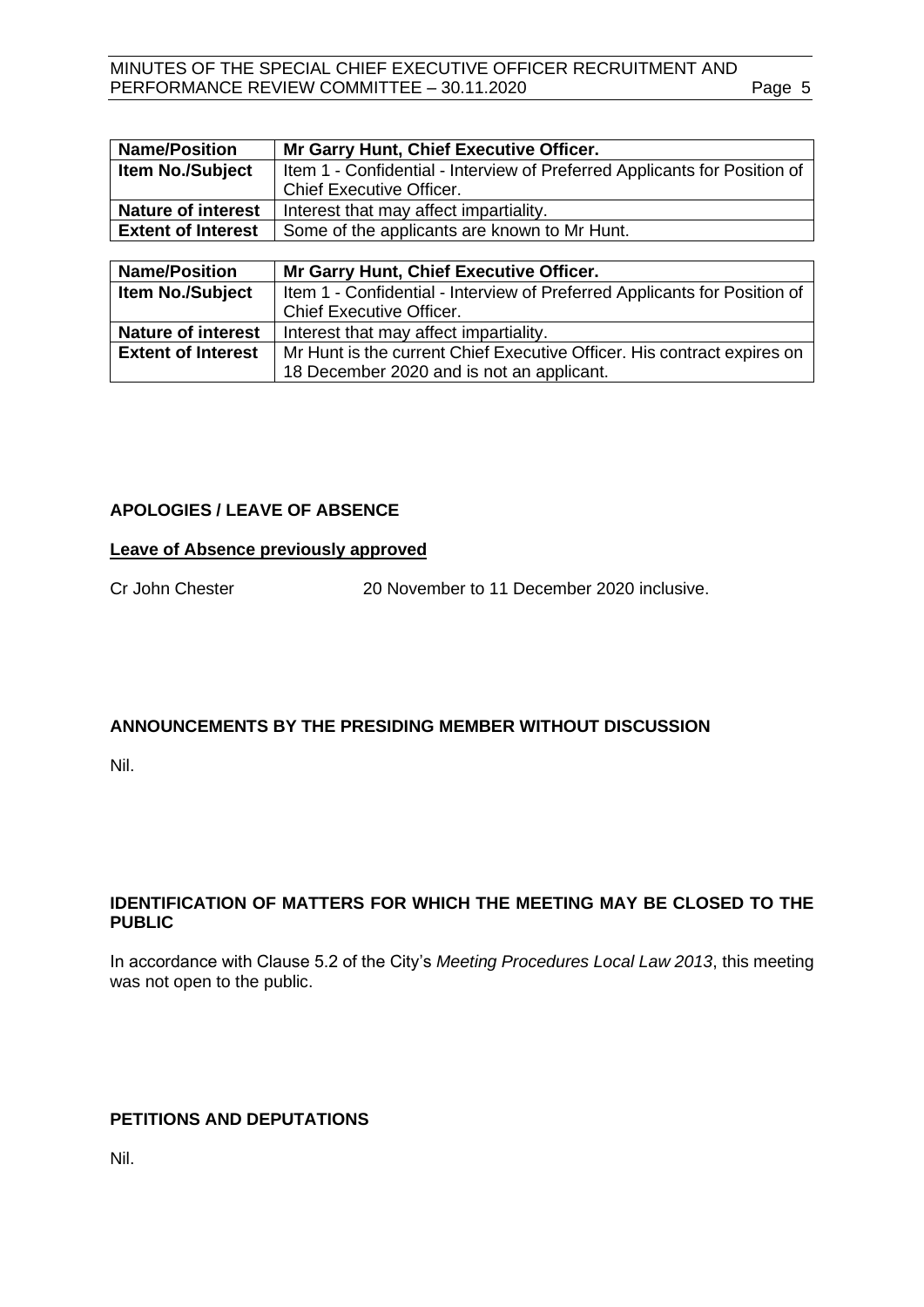| Name/Position | Mr Garry Hunt, Chief Executive Officer. |
|---|---|
| Item No./Subject | Item 1 - Confidential - Interview of Preferred Applicants for Position of Chief Executive Officer. |
| Nature of interest | Interest that may affect impartiality. |
| Extent of Interest | Some of the applicants are known to Mr Hunt. |

| Name/Position | Mr Garry Hunt, Chief Executive Officer. |
|---|---|
| Item No./Subject | Item 1 - Confidential - Interview of Preferred Applicants for Position of Chief Executive Officer. |
| Nature of interest | Interest that may affect impartiality. |
| Extent of Interest | Mr Hunt is the current Chief Executive Officer. His contract expires on 18 December 2020 and is not an applicant. |

## APOLOGIES / LEAVE OF ABSENCE

**Leave of Absence previously approved**

Cr John Chester 20 November to 11 December 2020 inclusive.

## ANNOUNCEMENTS BY THE PRESIDING MEMBER WITHOUT DISCUSSION

Nil.

## IDENTIFICATION OF MATTERS FOR WHICH THE MEETING MAY BE CLOSED TO THE PUBLIC

In accordance with Clause 5.2 of the City's *Meeting Procedures Local Law 2013*, this meeting was not open to the public.

## PETITIONS AND DEPUTATIONS

Nil.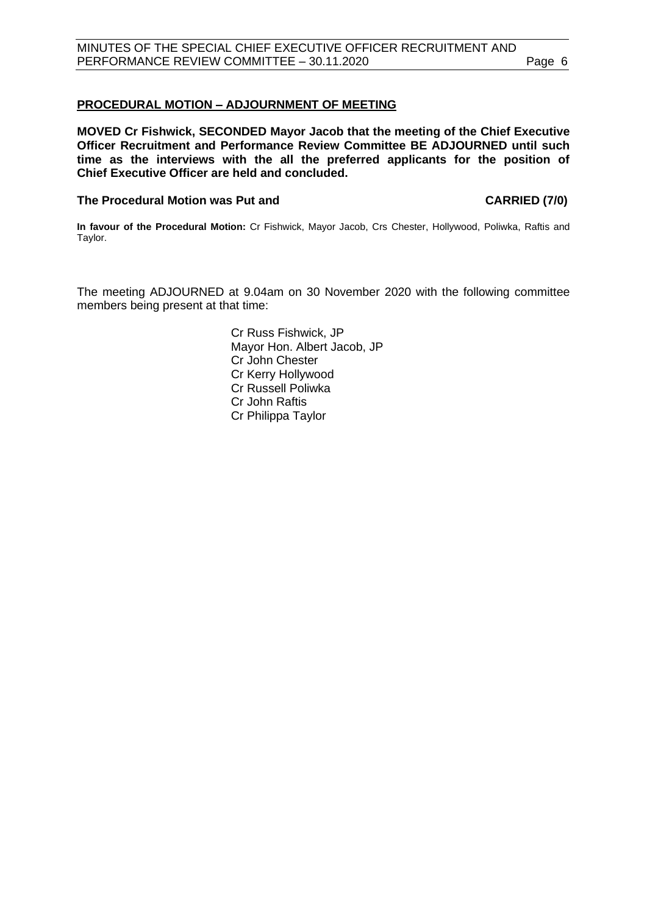## PROCEDURAL MOTION – ADJOURNMENT OF MEETING

**MOVED Cr Fishwick, SECONDED Mayor Jacob that the meeting of the Chief Executive Officer Recruitment and Performance Review Committee BE ADJOURNED until such time as the interviews with the all the preferred applicants for the position of Chief Executive Officer are held and concluded.**

**The Procedural Motion was Put and CARRIED (7/0)**

**In favour of the Procedural Motion:** Cr Fishwick, Mayor Jacob, Crs Chester, Hollywood, Poliwka, Raftis and Taylor.

The meeting ADJOURNED at 9.04am on 30 November 2020 with the following committee members being present at that time:

Cr Russ Fishwick, JP
Mayor Hon. Albert Jacob, JP
Cr John Chester
Cr Kerry Hollywood
Cr Russell Poliwka
Cr John Raftis
Cr Philippa Taylor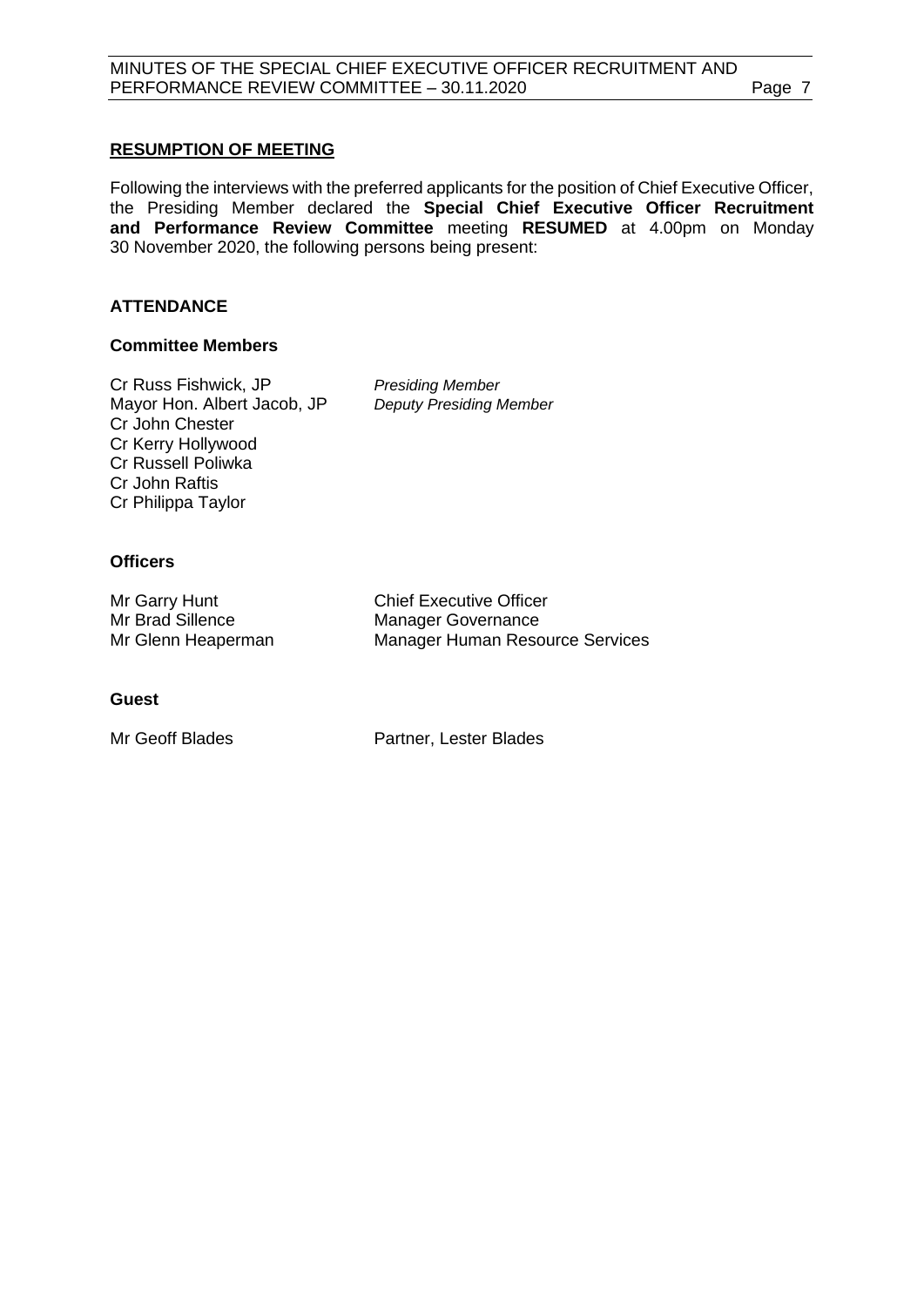**RESUMPTION OF MEETING**

Following the interviews with the preferred applicants for the position of Chief Executive Officer, the Presiding Member declared the **Special Chief Executive Officer Recruitment and Performance Review Committee** meeting **RESUMED** at 4.00pm on Monday 30 November 2020, the following persons being present:

## ATTENDANCE

### Committee Members

| | |
|---|---|
| Cr Russ Fishwick, JP | *Presiding Member* |
| Mayor Hon. Albert Jacob, JP | *Deputy Presiding Member* |
| Cr John Chester | |
| Cr Kerry Hollywood | |
| Cr Russell Poliwka | |
| Cr John Raftis | |
| Cr Philippa Taylor | |

### Officers

| | |
|---|---|
| Mr Garry Hunt | Chief Executive Officer |
| Mr Brad Sillence | Manager Governance |
| Mr Glenn Heaperman | Manager Human Resource Services |

### Guest

| | |
|---|---|
| Mr Geoff Blades | Partner, Lester Blades |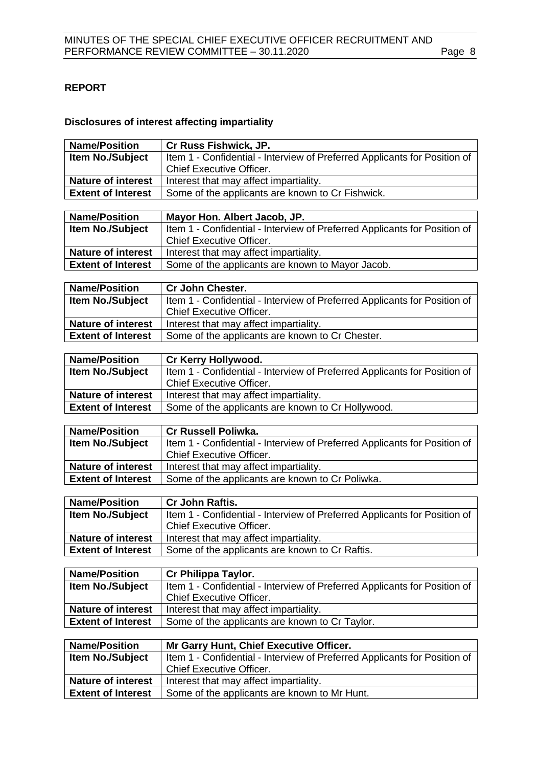**REPORT**

**Disclosures of interest affecting impartiality**

| **Name/Position** | **Cr Russ Fishwick, JP.** |
|---|---|
| **Item No./Subject** | Item 1 - Confidential - Interview of Preferred Applicants for Position of Chief Executive Officer. |
| **Nature of interest** | Interest that may affect impartiality. |
| **Extent of Interest** | Some of the applicants are known to Cr Fishwick. |

| **Name/Position** | **Mayor Hon. Albert Jacob, JP.** |
|---|---|
| **Item No./Subject** | Item 1 - Confidential - Interview of Preferred Applicants for Position of Chief Executive Officer. |
| **Nature of interest** | Interest that may affect impartiality. |
| **Extent of Interest** | Some of the applicants are known to Mayor Jacob. |

| **Name/Position** | **Cr John Chester.** |
|---|---|
| **Item No./Subject** | Item 1 - Confidential - Interview of Preferred Applicants for Position of Chief Executive Officer. |
| **Nature of interest** | Interest that may affect impartiality. |
| **Extent of Interest** | Some of the applicants are known to Cr Chester. |

| **Name/Position** | **Cr Kerry Hollywood.** |
|---|---|
| **Item No./Subject** | Item 1 - Confidential - Interview of Preferred Applicants for Position of Chief Executive Officer. |
| **Nature of interest** | Interest that may affect impartiality. |
| **Extent of Interest** | Some of the applicants are known to Cr Hollywood. |

| **Name/Position** | **Cr Russell Poliwka.** |
|---|---|
| **Item No./Subject** | Item 1 - Confidential - Interview of Preferred Applicants for Position of Chief Executive Officer. |
| **Nature of interest** | Interest that may affect impartiality. |
| **Extent of Interest** | Some of the applicants are known to Cr Poliwka. |

| **Name/Position** | **Cr John Raftis.** |
|---|---|
| **Item No./Subject** | Item 1 - Confidential - Interview of Preferred Applicants for Position of Chief Executive Officer. |
| **Nature of interest** | Interest that may affect impartiality. |
| **Extent of Interest** | Some of the applicants are known to Cr Raftis. |

| **Name/Position** | **Cr Philippa Taylor.** |
|---|---|
| **Item No./Subject** | Item 1 - Confidential - Interview of Preferred Applicants for Position of Chief Executive Officer. |
| **Nature of interest** | Interest that may affect impartiality. |
| **Extent of Interest** | Some of the applicants are known to Cr Taylor. |

| **Name/Position** | **Mr Garry Hunt, Chief Executive Officer.** |
|---|---|
| **Item No./Subject** | Item 1 - Confidential - Interview of Preferred Applicants for Position of Chief Executive Officer. |
| **Nature of interest** | Interest that may affect impartiality. |
| **Extent of Interest** | Some of the applicants are known to Mr Hunt. |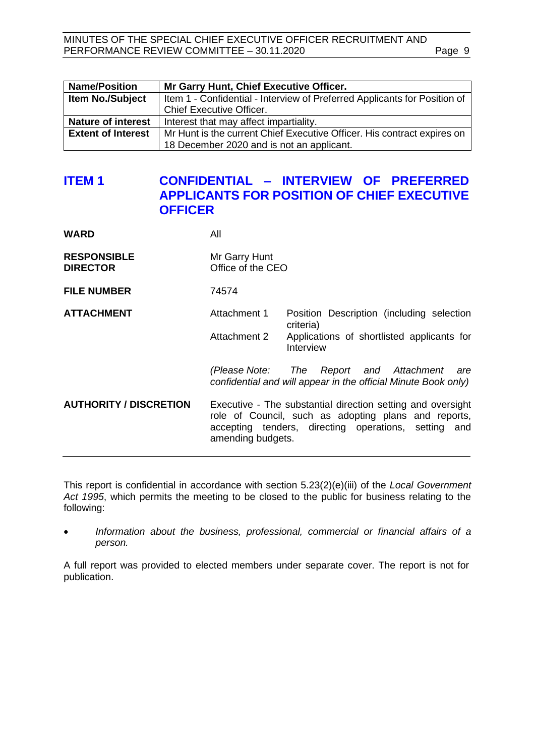| Name/Position | Mr Garry Hunt, Chief Executive Officer. |
|---|---|
| Item No./Subject | Item 1 - Confidential - Interview of Preferred Applicants for Position of Chief Executive Officer. |
| Nature of interest | Interest that may affect impartiality. |
| Extent of Interest | Mr Hunt is the current Chief Executive Officer. His contract expires on 18 December 2020 and is not an applicant. |

## ITEM 1 CONFIDENTIAL – INTERVIEW OF PREFERRED APPLICANTS FOR POSITION OF CHIEF EXECUTIVE OFFICER

| | |
|---|---|
| **WARD** | All |
| **RESPONSIBLE DIRECTOR** | Mr Garry Hunt<br>Office of the CEO |
| **FILE NUMBER** | 74574 |
| **ATTACHMENT** | Attachment 1 Position Description (including selection criteria)<br>Attachment 2 Applications of shortlisted applicants for Interview<br><br>*(Please Note: The Report and Attachment are confidential and will appear in the official Minute Book only)* |
| **AUTHORITY / DISCRETION** | Executive - The substantial direction setting and oversight role of Council, such as adopting plans and reports, accepting tenders, directing operations, setting and amending budgets. |

This report is confidential in accordance with section 5.23(2)(e)(iii) of the *Local Government Act 1995*, which permits the meeting to be closed to the public for business relating to the following:

- *Information about the business, professional, commercial or financial affairs of a person.*

A full report was provided to elected members under separate cover. The report is not for publication.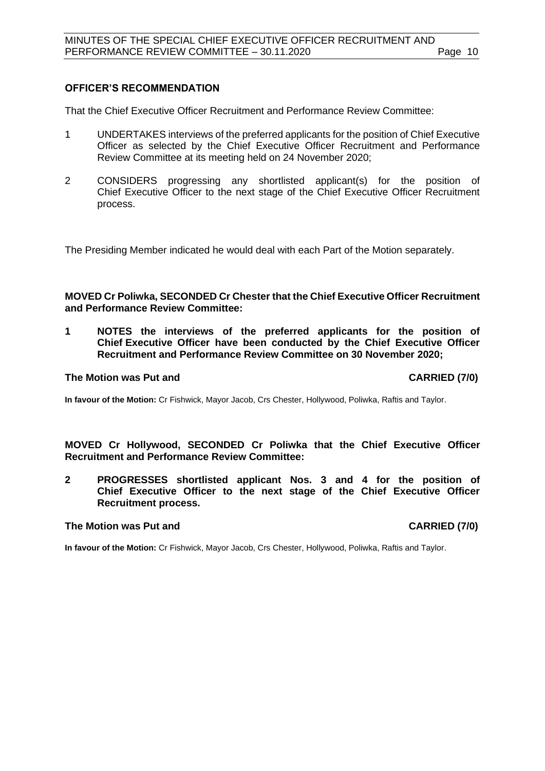**OFFICER'S RECOMMENDATION**

That the Chief Executive Officer Recruitment and Performance Review Committee:

1 UNDERTAKES interviews of the preferred applicants for the position of Chief Executive Officer as selected by the Chief Executive Officer Recruitment and Performance Review Committee at its meeting held on 24 November 2020;

2 CONSIDERS progressing any shortlisted applicant(s) for the position of Chief Executive Officer to the next stage of the Chief Executive Officer Recruitment process.

The Presiding Member indicated he would deal with each Part of the Motion separately.

**MOVED Cr Poliwka, SECONDED Cr Chester that the Chief Executive Officer Recruitment and Performance Review Committee:**

**1 NOTES the interviews of the preferred applicants for the position of Chief Executive Officer have been conducted by the Chief Executive Officer Recruitment and Performance Review Committee on 30 November 2020;**

**The Motion was Put and CARRIED (7/0)**

**In favour of the Motion:** Cr Fishwick, Mayor Jacob, Crs Chester, Hollywood, Poliwka, Raftis and Taylor.

**MOVED Cr Hollywood, SECONDED Cr Poliwka that the Chief Executive Officer Recruitment and Performance Review Committee:**

**2 PROGRESSES shortlisted applicant Nos. 3 and 4 for the position of Chief Executive Officer to the next stage of the Chief Executive Officer Recruitment process.**

**The Motion was Put and CARRIED (7/0)**

**In favour of the Motion:** Cr Fishwick, Mayor Jacob, Crs Chester, Hollywood, Poliwka, Raftis and Taylor.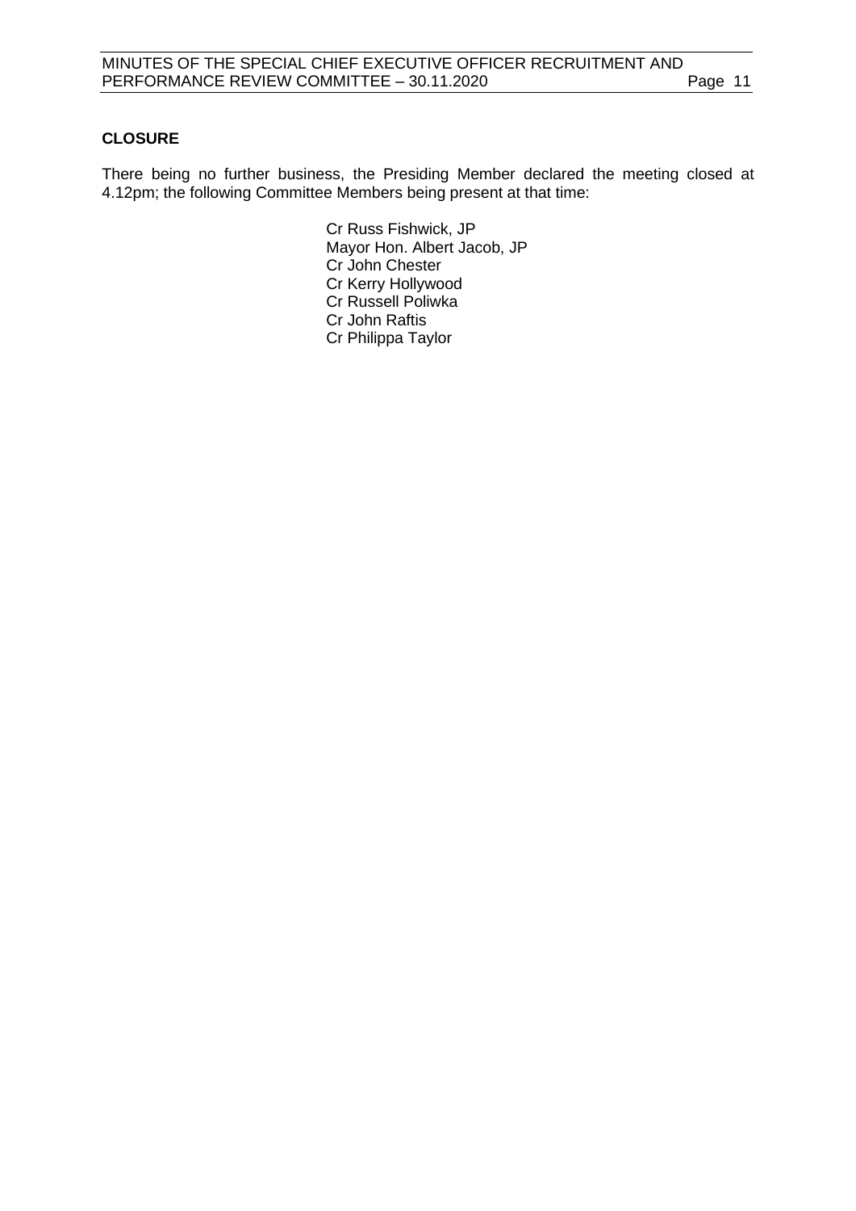## CLOSURE

There being no further business, the Presiding Member declared the meeting closed at 4.12pm; the following Committee Members being present at that time:

Cr Russ Fishwick, JP
Mayor Hon. Albert Jacob, JP
Cr John Chester
Cr Kerry Hollywood
Cr Russell Poliwka
Cr John Raftis
Cr Philippa Taylor